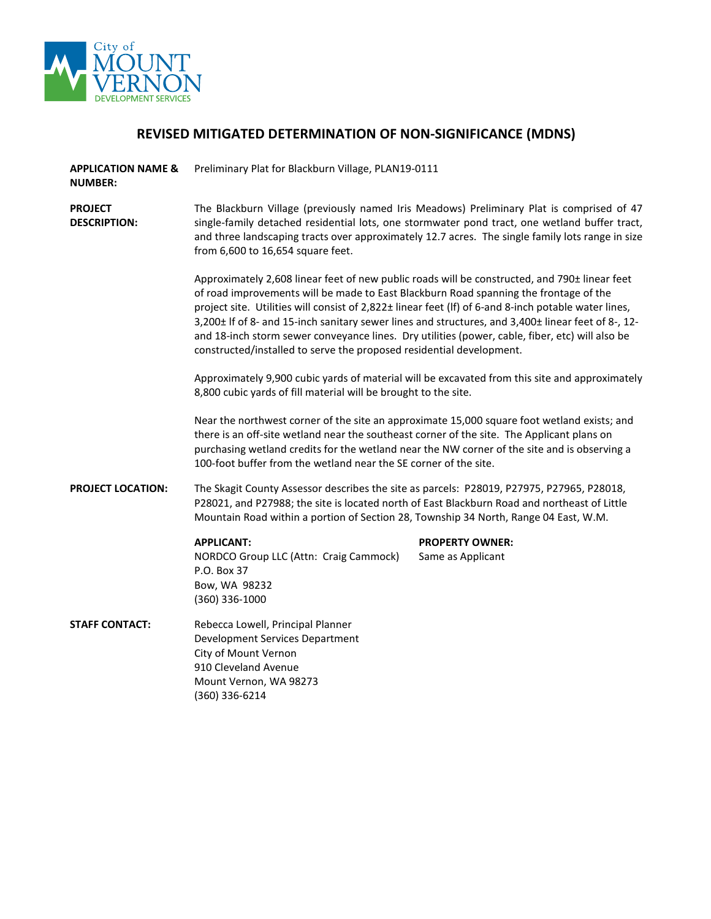City of MOUNT VERNON DEVELOPMENT SERVICES

# REVISED MITIGATED DETERMINATION OF NON-SIGNIFICANCE (MDNS)

**APPLICATION NAME & NUMBER:** Preliminary Plat for Blackburn Village, PLAN19-0111

**PROJECT DESCRIPTION:** The Blackburn Village (previously named Iris Meadows) Preliminary Plat is comprised of 47 single-family detached residential lots, one stormwater pond tract, one wetland buffer tract, and three landscaping tracts over approximately 12.7 acres. The single family lots range in size from 6,600 to 16,654 square feet.

Approximately 2,608 linear feet of new public roads will be constructed, and 790± linear feet of road improvements will be made to East Blackburn Road spanning the frontage of the project site. Utilities will consist of 2,822± linear feet (lf) of 6-and 8-inch potable water lines, 3,200± lf of 8- and 15-inch sanitary sewer lines and structures, and 3,400± linear feet of 8-, 12- and 18-inch storm sewer conveyance lines. Dry utilities (power, cable, fiber, etc) will also be constructed/installed to serve the proposed residential development.

Approximately 9,900 cubic yards of material will be excavated from this site and approximately 8,800 cubic yards of fill material will be brought to the site.

Near the northwest corner of the site an approximate 15,000 square foot wetland exists; and there is an off-site wetland near the southeast corner of the site. The Applicant plans on purchasing wetland credits for the wetland near the NW corner of the site and is observing a 100-foot buffer from the wetland near the SE corner of the site.

**PROJECT LOCATION:** The Skagit County Assessor describes the site as parcels: P28019, P27975, P27965, P28018, P28021, and P27988; the site is located north of East Blackburn Road and northeast of Little Mountain Road within a portion of Section 28, Township 34 North, Range 04 East, W.M.

**APPLICANT:**
NORDCO Group LLC (Attn: Craig Cammock)
P.O. Box 37
Bow, WA 98232
(360) 336-1000

**PROPERTY OWNER:**
Same as Applicant

**STAFF CONTACT:**
Rebecca Lowell, Principal Planner
Development Services Department
City of Mount Vernon
910 Cleveland Avenue
Mount Vernon, WA 98273
(360) 336-6214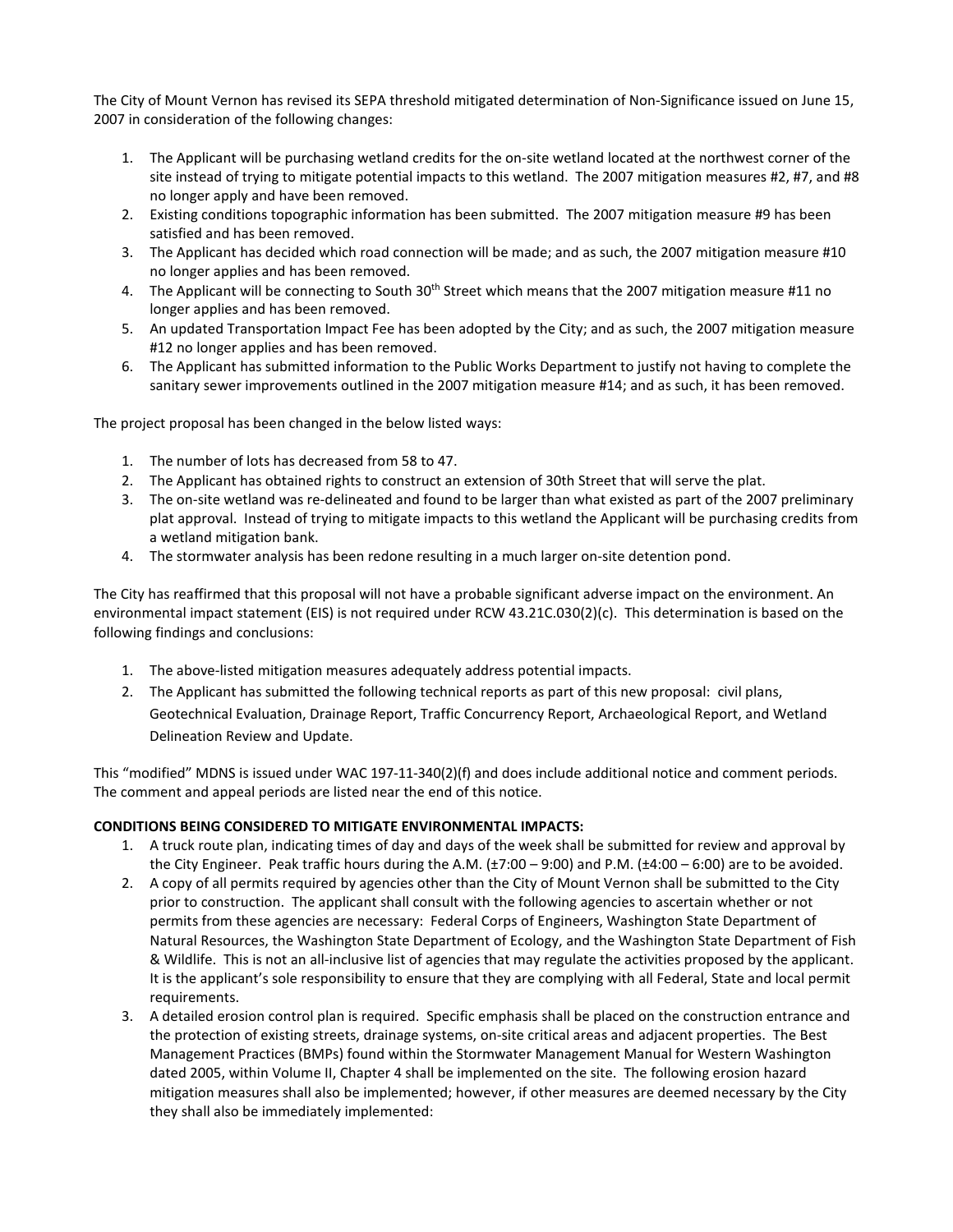The City of Mount Vernon has revised its SEPA threshold mitigated determination of Non-Significance issued on June 15, 2007 in consideration of the following changes:

1. The Applicant will be purchasing wetland credits for the on-site wetland located at the northwest corner of the site instead of trying to mitigate potential impacts to this wetland. The 2007 mitigation measures #2, #7, and #8 no longer apply and have been removed.
2. Existing conditions topographic information has been submitted. The 2007 mitigation measure #9 has been satisfied and has been removed.
3. The Applicant has decided which road connection will be made; and as such, the 2007 mitigation measure #10 no longer applies and has been removed.
4. The Applicant will be connecting to South 30th Street which means that the 2007 mitigation measure #11 no longer applies and has been removed.
5. An updated Transportation Impact Fee has been adopted by the City; and as such, the 2007 mitigation measure #12 no longer applies and has been removed.
6. The Applicant has submitted information to the Public Works Department to justify not having to complete the sanitary sewer improvements outlined in the 2007 mitigation measure #14; and as such, it has been removed.

The project proposal has been changed in the below listed ways:

1. The number of lots has decreased from 58 to 47.
2. The Applicant has obtained rights to construct an extension of 30th Street that will serve the plat.
3. The on-site wetland was re-delineated and found to be larger than what existed as part of the 2007 preliminary plat approval. Instead of trying to mitigate impacts to this wetland the Applicant will be purchasing credits from a wetland mitigation bank.
4. The stormwater analysis has been redone resulting in a much larger on-site detention pond.

The City has reaffirmed that this proposal will not have a probable significant adverse impact on the environment. An environmental impact statement (EIS) is not required under RCW 43.21C.030(2)(c). This determination is based on the following findings and conclusions:

1. The above-listed mitigation measures adequately address potential impacts.
2. The Applicant has submitted the following technical reports as part of this new proposal: civil plans, Geotechnical Evaluation, Drainage Report, Traffic Concurrency Report, Archaeological Report, and Wetland Delineation Review and Update.

This "modified" MDNS is issued under WAC 197-11-340(2)(f) and does include additional notice and comment periods. The comment and appeal periods are listed near the end of this notice.

**CONDITIONS BEING CONSIDERED TO MITIGATE ENVIRONMENTAL IMPACTS:**

1. A truck route plan, indicating times of day and days of the week shall be submitted for review and approval by the City Engineer. Peak traffic hours during the A.M. (±7:00 – 9:00) and P.M. (±4:00 – 6:00) are to be avoided.
2. A copy of all permits required by agencies other than the City of Mount Vernon shall be submitted to the City prior to construction. The applicant shall consult with the following agencies to ascertain whether or not permits from these agencies are necessary: Federal Corps of Engineers, Washington State Department of Natural Resources, the Washington State Department of Ecology, and the Washington State Department of Fish & Wildlife. This is not an all-inclusive list of agencies that may regulate the activities proposed by the applicant. It is the applicant's sole responsibility to ensure that they are complying with all Federal, State and local permit requirements.
3. A detailed erosion control plan is required. Specific emphasis shall be placed on the construction entrance and the protection of existing streets, drainage systems, on-site critical areas and adjacent properties. The Best Management Practices (BMPs) found within the Stormwater Management Manual for Western Washington dated 2005, within Volume II, Chapter 4 shall be implemented on the site. The following erosion hazard mitigation measures shall also be implemented; however, if other measures are deemed necessary by the City they shall also be immediately implemented: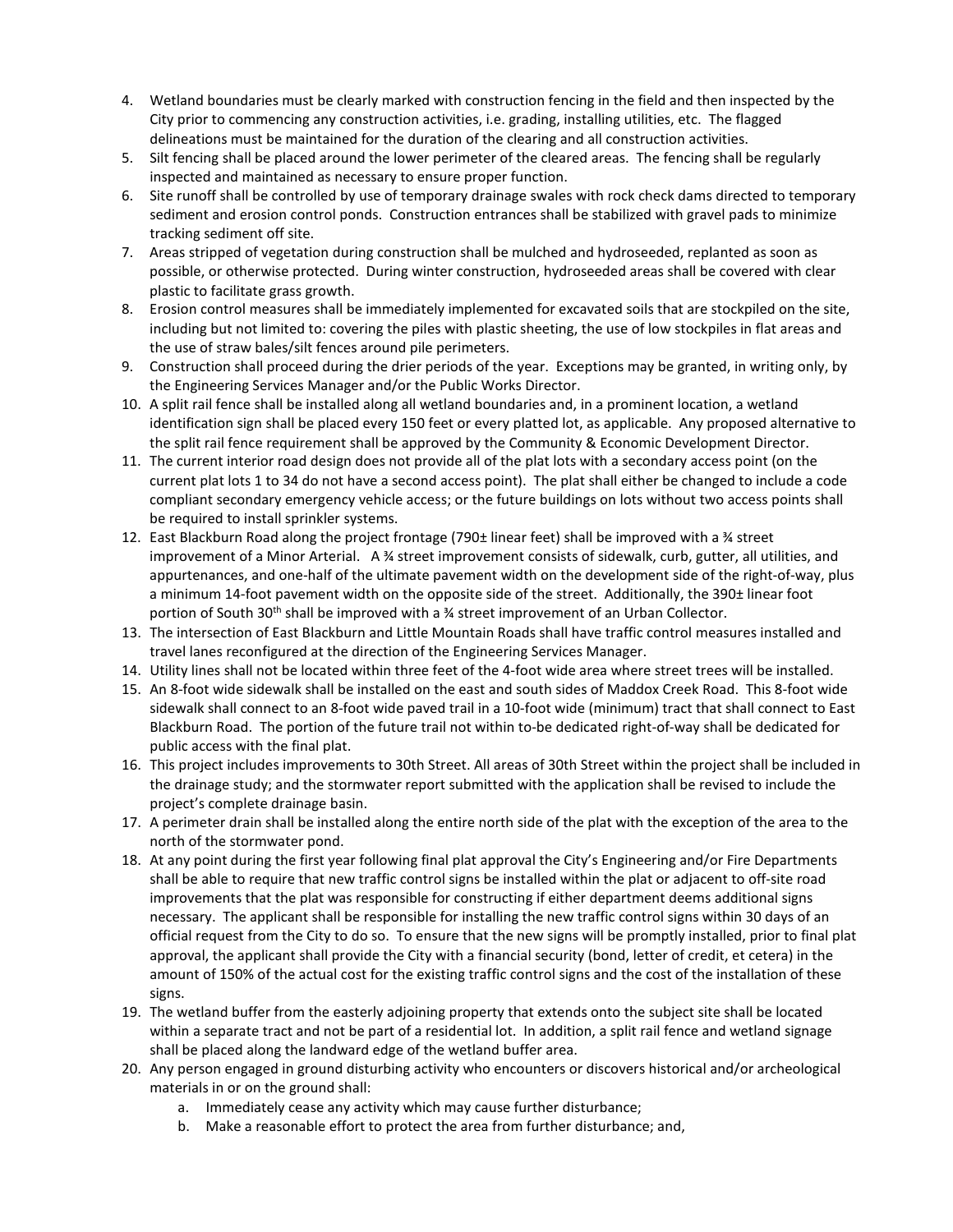4. Wetland boundaries must be clearly marked with construction fencing in the field and then inspected by the City prior to commencing any construction activities, i.e. grading, installing utilities, etc. The flagged delineations must be maintained for the duration of the clearing and all construction activities.
5. Silt fencing shall be placed around the lower perimeter of the cleared areas. The fencing shall be regularly inspected and maintained as necessary to ensure proper function.
6. Site runoff shall be controlled by use of temporary drainage swales with rock check dams directed to temporary sediment and erosion control ponds. Construction entrances shall be stabilized with gravel pads to minimize tracking sediment off site.
7. Areas stripped of vegetation during construction shall be mulched and hydroseeded, replanted as soon as possible, or otherwise protected. During winter construction, hydroseeded areas shall be covered with clear plastic to facilitate grass growth.
8. Erosion control measures shall be immediately implemented for excavated soils that are stockpiled on the site, including but not limited to: covering the piles with plastic sheeting, the use of low stockpiles in flat areas and the use of straw bales/silt fences around pile perimeters.
9. Construction shall proceed during the drier periods of the year. Exceptions may be granted, in writing only, by the Engineering Services Manager and/or the Public Works Director.
10. A split rail fence shall be installed along all wetland boundaries and, in a prominent location, a wetland identification sign shall be placed every 150 feet or every platted lot, as applicable. Any proposed alternative to the split rail fence requirement shall be approved by the Community & Economic Development Director.
11. The current interior road design does not provide all of the plat lots with a secondary access point (on the current plat lots 1 to 34 do not have a second access point). The plat shall either be changed to include a code compliant secondary emergency vehicle access; or the future buildings on lots without two access points shall be required to install sprinkler systems.
12. East Blackburn Road along the project frontage (790± linear feet) shall be improved with a ¾ street improvement of a Minor Arterial. A ¾ street improvement consists of sidewalk, curb, gutter, all utilities, and appurtenances, and one-half of the ultimate pavement width on the development side of the right-of-way, plus a minimum 14-foot pavement width on the opposite side of the street. Additionally, the 390± linear foot portion of South 30th shall be improved with a ¾ street improvement of an Urban Collector.
13. The intersection of East Blackburn and Little Mountain Roads shall have traffic control measures installed and travel lanes reconfigured at the direction of the Engineering Services Manager.
14. Utility lines shall not be located within three feet of the 4-foot wide area where street trees will be installed.
15. An 8-foot wide sidewalk shall be installed on the east and south sides of Maddox Creek Road. This 8-foot wide sidewalk shall connect to an 8-foot wide paved trail in a 10-foot wide (minimum) tract that shall connect to East Blackburn Road. The portion of the future trail not within to-be dedicated right-of-way shall be dedicated for public access with the final plat.
16. This project includes improvements to 30th Street. All areas of 30th Street within the project shall be included in the drainage study; and the stormwater report submitted with the application shall be revised to include the project's complete drainage basin.
17. A perimeter drain shall be installed along the entire north side of the plat with the exception of the area to the north of the stormwater pond.
18. At any point during the first year following final plat approval the City's Engineering and/or Fire Departments shall be able to require that new traffic control signs be installed within the plat or adjacent to off-site road improvements that the plat was responsible for constructing if either department deems additional signs necessary. The applicant shall be responsible for installing the new traffic control signs within 30 days of an official request from the City to do so. To ensure that the new signs will be promptly installed, prior to final plat approval, the applicant shall provide the City with a financial security (bond, letter of credit, et cetera) in the amount of 150% of the actual cost for the existing traffic control signs and the cost of the installation of these signs.
19. The wetland buffer from the easterly adjoining property that extends onto the subject site shall be located within a separate tract and not be part of a residential lot. In addition, a split rail fence and wetland signage shall be placed along the landward edge of the wetland buffer area.
20. Any person engaged in ground disturbing activity who encounters or discovers historical and/or archeological materials in or on the ground shall:
    a. Immediately cease any activity which may cause further disturbance;
    b. Make a reasonable effort to protect the area from further disturbance; and,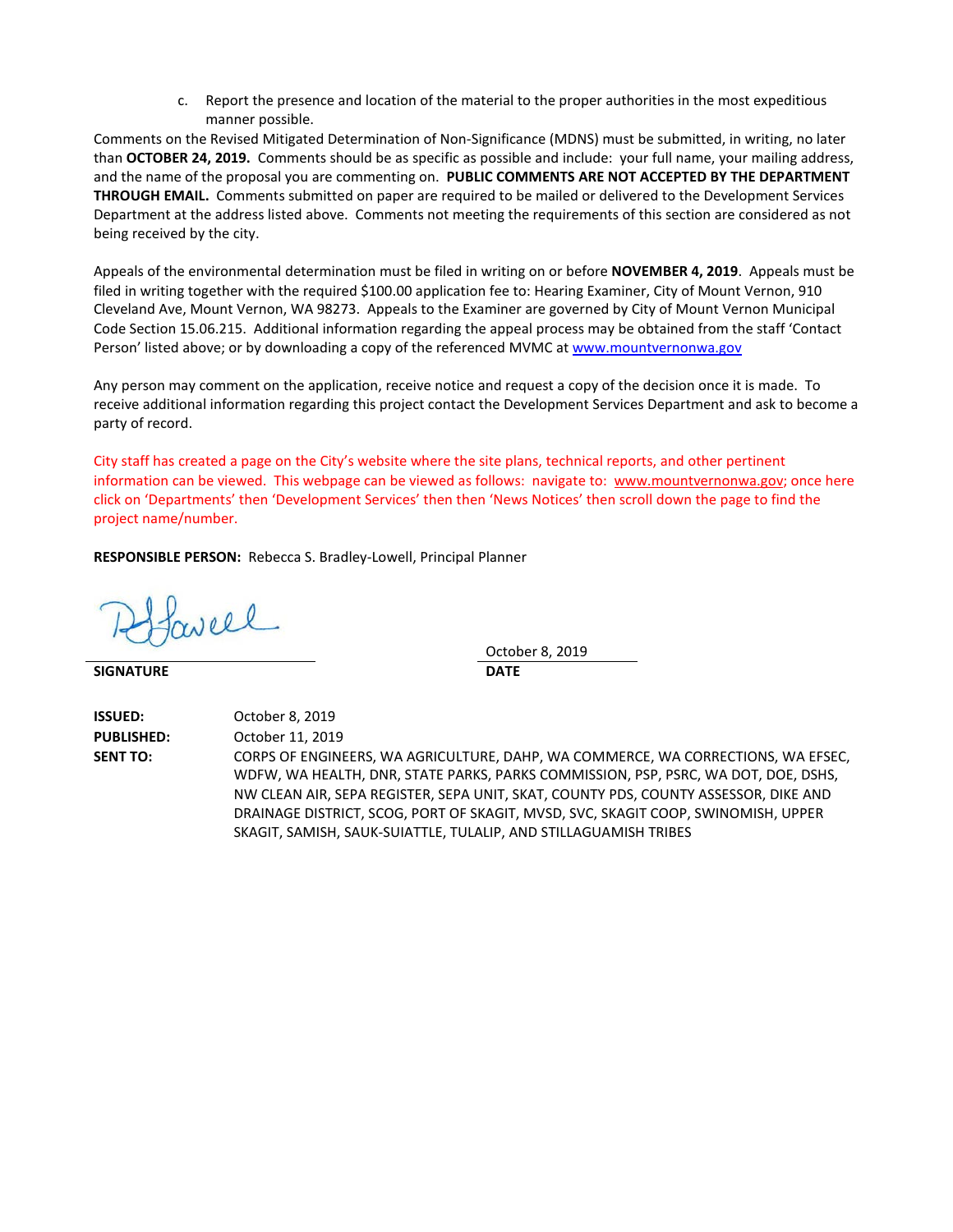c. Report the presence and location of the material to the proper authorities in the most expeditious manner possible.

Comments on the Revised Mitigated Determination of Non-Significance (MDNS) must be submitted, in writing, no later than **OCTOBER 24, 2019.** Comments should be as specific as possible and include: your full name, your mailing address, and the name of the proposal you are commenting on. **PUBLIC COMMENTS ARE NOT ACCEPTED BY THE DEPARTMENT THROUGH EMAIL.** Comments submitted on paper are required to be mailed or delivered to the Development Services Department at the address listed above. Comments not meeting the requirements of this section are considered as not being received by the city.

Appeals of the environmental determination must be filed in writing on or before **NOVEMBER 4, 2019**. Appeals must be filed in writing together with the required $100.00 application fee to: Hearing Examiner, City of Mount Vernon, 910 Cleveland Ave, Mount Vernon, WA 98273. Appeals to the Examiner are governed by City of Mount Vernon Municipal Code Section 15.06.215. Additional information regarding the appeal process may be obtained from the staff 'Contact Person' listed above; or by downloading a copy of the referenced MVMC at www.mountvernonwa.gov

Any person may comment on the application, receive notice and request a copy of the decision once it is made. To receive additional information regarding this project contact the Development Services Department and ask to become a party of record.

City staff has created a page on the City's website where the site plans, technical reports, and other pertinent information can be viewed. This webpage can be viewed as follows: navigate to: www.mountvernonwa.gov; once here click on 'Departments' then 'Development Services' then then 'News Notices' then scroll down the page to find the project name/number.

**RESPONSIBLE PERSON:** Rebecca S. Bradley-Lowell, Principal Planner

**SIGNATURE**

October 8, 2019
**DATE**

**ISSUED:** October 8, 2019
**PUBLISHED:** October 11, 2019
**SENT TO:** CORPS OF ENGINEERS, WA AGRICULTURE, DAHP, WA COMMERCE, WA CORRECTIONS, WA EFSEC, WDFW, WA HEALTH, DNR, STATE PARKS, PARKS COMMISSION, PSP, PSRC, WA DOT, DOE, DSHS, NW CLEAN AIR, SEPA REGISTER, SEPA UNIT, SKAT, COUNTY PDS, COUNTY ASSESSOR, DIKE AND DRAINAGE DISTRICT, SCOG, PORT OF SKAGIT, MVSD, SVC, SKAGIT COOP, SWINOMISH, UPPER SKAGIT, SAMISH, SAUK-SUIATTLE, TULALIP, AND STILLAGUAMISH TRIBES